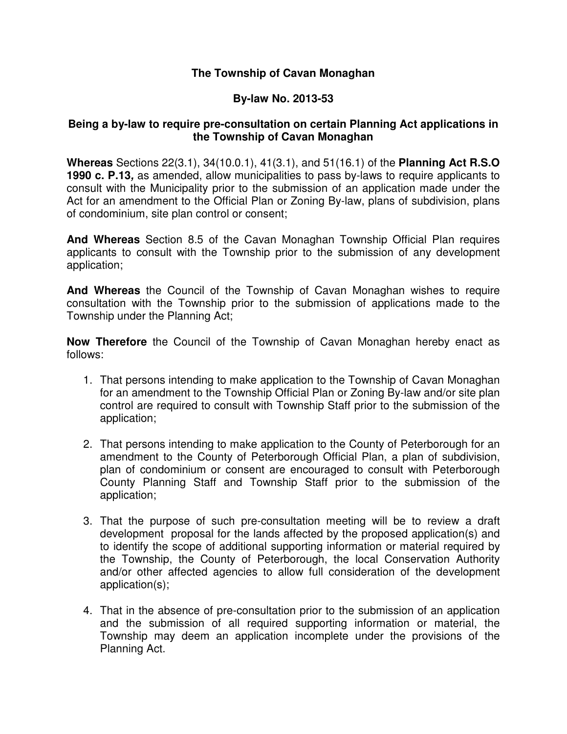**The Township of Cavan Monaghan**

**By-law No. 2013-53**

**Being a by-law to require pre-consultation on certain Planning Act applications in the Township of Cavan Monaghan**

**Whereas** Sections 22(3.1), 34(10.0.1), 41(3.1), and 51(16.1) of the **Planning Act R.S.O 1990 c. P.13*,*** as amended, allow municipalities to pass by-laws to require applicants to consult with the Municipality prior to the submission of an application made under the Act for an amendment to the Official Plan or Zoning By-law, plans of subdivision, plans of condominium, site plan control or consent;

**And Whereas** Section 8.5 of the Cavan Monaghan Township Official Plan requires applicants to consult with the Township prior to the submission of any development application;

**And Whereas** the Council of the Township of Cavan Monaghan wishes to require consultation with the Township prior to the submission of applications made to the Township under the Planning Act;

**Now Therefore** the Council of the Township of Cavan Monaghan hereby enact as follows:

1. That persons intending to make application to the Township of Cavan Monaghan for an amendment to the Township Official Plan or Zoning By-law and/or site plan control are required to consult with Township Staff prior to the submission of the application;

2. That persons intending to make application to the County of Peterborough for an amendment to the County of Peterborough Official Plan, a plan of subdivision, plan of condominium or consent are encouraged to consult with Peterborough County Planning Staff and Township Staff prior to the submission of the application;

3. That the purpose of such pre-consultation meeting will be to review a draft development proposal for the lands affected by the proposed application(s) and to identify the scope of additional supporting information or material required by the Township, the County of Peterborough, the local Conservation Authority and/or other affected agencies to allow full consideration of the development application(s);

4. That in the absence of pre-consultation prior to the submission of an application and the submission of all required supporting information or material, the Township may deem an application incomplete under the provisions of the Planning Act.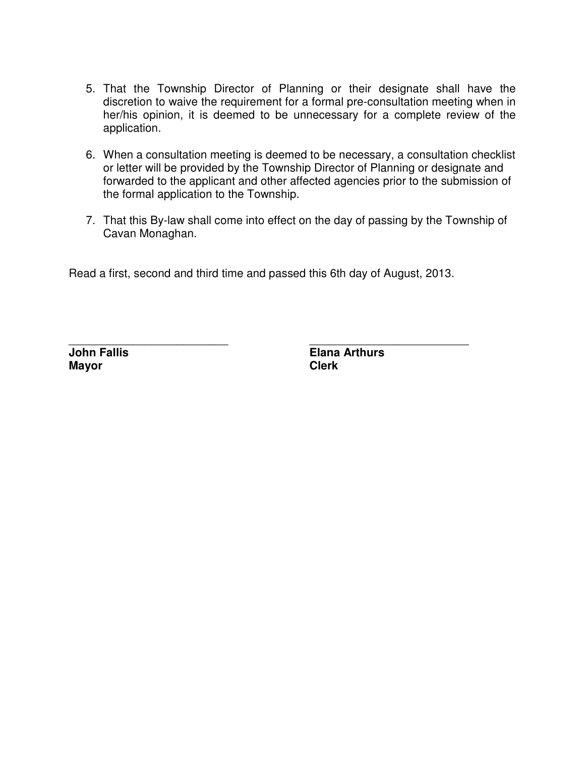5. That the Township Director of Planning or their designate shall have the discretion to waive the requirement for a formal pre-consultation meeting when in her/his opinion, it is deemed to be unnecessary for a complete review of the application.

6. When a consultation meeting is deemed to be necessary, a consultation checklist or letter will be provided by the Township Director of Planning or designate and forwarded to the applicant and other affected agencies prior to the submission of the formal application to the Township.

7. That this By-law shall come into effect on the day of passing by the Township of Cavan Monaghan.

Read a first, second and third time and passed this 6th day of August, 2013.

\_\_\_\_\_\_\_\_\_\_\_\_\_\_\_\_\_\_\_\_\_\_\_\_\_\_
**John Fallis**
**Mayor**

\_\_\_\_\_\_\_\_\_\_\_\_\_\_\_\_\_\_\_\_\_\_\_\_\_\_
**Elana Arthurs**
**Clerk**